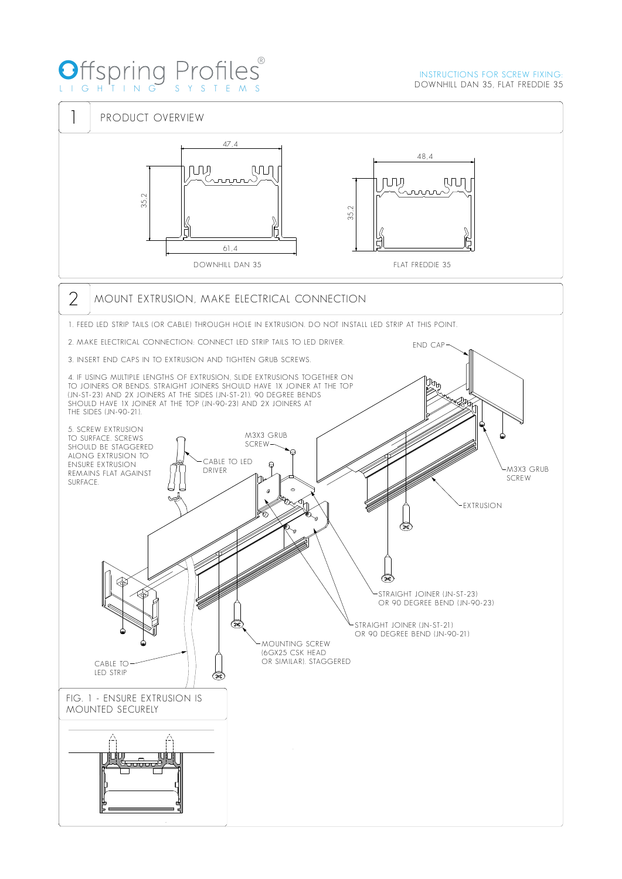# Offspring Profiles®
LIGHTING SYSTEMS

INSTRUCTIONS FOR SCREW FIXING:
DOWNHILL DAN 35, FLAT FREDDIE 35

## 1 PRODUCT OVERVIEW

47.4

35.2

61.4

DOWNHILL DAN 35

48.4

35.2

FLAT FREDDIE 35

## 2 MOUNT EXTRUSION, MAKE ELECTRICAL CONNECTION

1. FEED LED STRIP TAILS (OR CABLE) THROUGH HOLE IN EXTRUSION. DO NOT INSTALL LED STRIP AT THIS POINT.
2. MAKE ELECTRICAL CONNECTION: CONNECT LED STRIP TAILS TO LED DRIVER.
3. INSERT END CAPS IN TO EXTRUSION AND TIGHTEN GRUB SCREWS.
4. IF USING MULTIPLE LENGTHS OF EXTRUSION, SLIDE EXTRUSIONS TOGETHER ON TO JOINERS OR BENDS. STRAIGHT JOINERS SHOULD HAVE 1X JOINER AT THE TOP (JN-ST-23) AND 2X JOINERS AT THE SIDES (JN-ST-21). 90 DEGREE BENDS SHOULD HAVE 1X JOINER AT THE TOP (JN-90-23) AND 2X JOINERS AT THE SIDES (JN-90-21).
5. SCREW EXTRUSION TO SURFACE. SCREWS SHOULD BE STAGGERED ALONG EXTRUSION TO ENSURE EXTRUSION REMAINS FLAT AGAINST SURFACE.

END CAP

M3X3 GRUB SCREW

CABLE TO LED DRIVER

M3X3 GRUB SCREW

EXTRUSION

STRAIGHT JOINER (JN-ST-23) OR 90 DEGREE BEND (JN-90-23)

STRAIGHT JOINER (JN-ST-21) OR 90 DEGREE BEND (JN-90-21)

MOUNTING SCREW (6GX25 CSK HEAD OR SIMILAR). STAGGERED

CABLE TO LED STRIP

FIG. 1 - ENSURE EXTRUSION IS MOUNTED SECURELY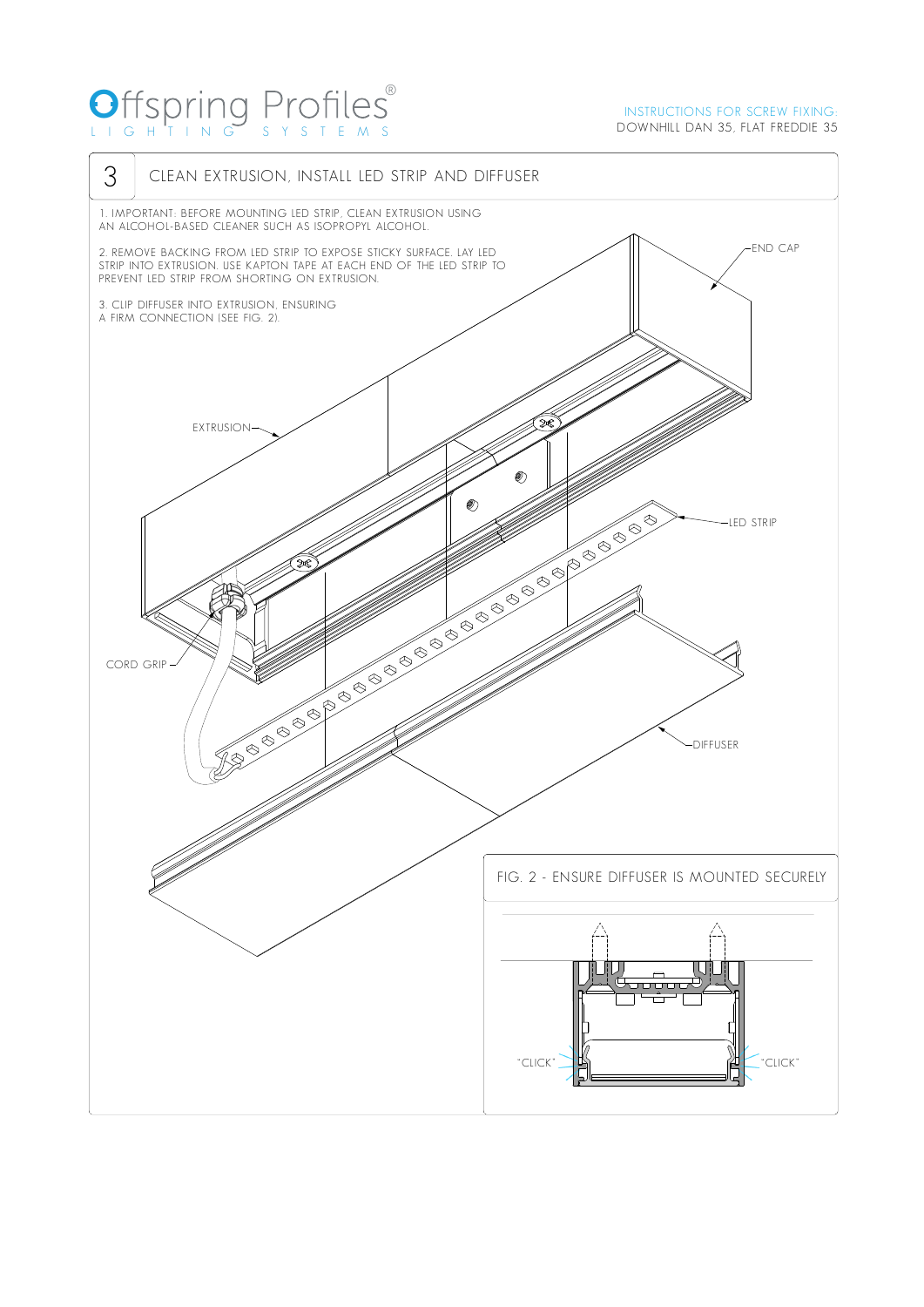Offspring Profiles®
LIGHTING SYSTEMS

INSTRUCTIONS FOR SCREW FIXING:
DOWNHILL DAN 35, FLAT FREDDIE 35

## 3 CLEAN EXTRUSION, INSTALL LED STRIP AND DIFFUSER

1. IMPORTANT: BEFORE MOUNTING LED STRIP, CLEAN EXTRUSION USING AN ALCOHOL-BASED CLEANER SUCH AS ISOPROPYL ALCOHOL.

2. REMOVE BACKING FROM LED STRIP TO EXPOSE STICKY SURFACE. LAY LED STRIP INTO EXTRUSION. USE KAPTON TAPE AT EACH END OF THE LED STRIP TO PREVENT LED STRIP FROM SHORTING ON EXTRUSION.

3. CLIP DIFFUSER INTO EXTRUSION, ENSURING A FIRM CONNECTION (SEE FIG. 2).

END CAP

EXTRUSION

LED STRIP

CORD GRIP

DIFFUSER

FIG. 2 - ENSURE DIFFUSER IS MOUNTED SECURELY

"CLICK"

"CLICK"